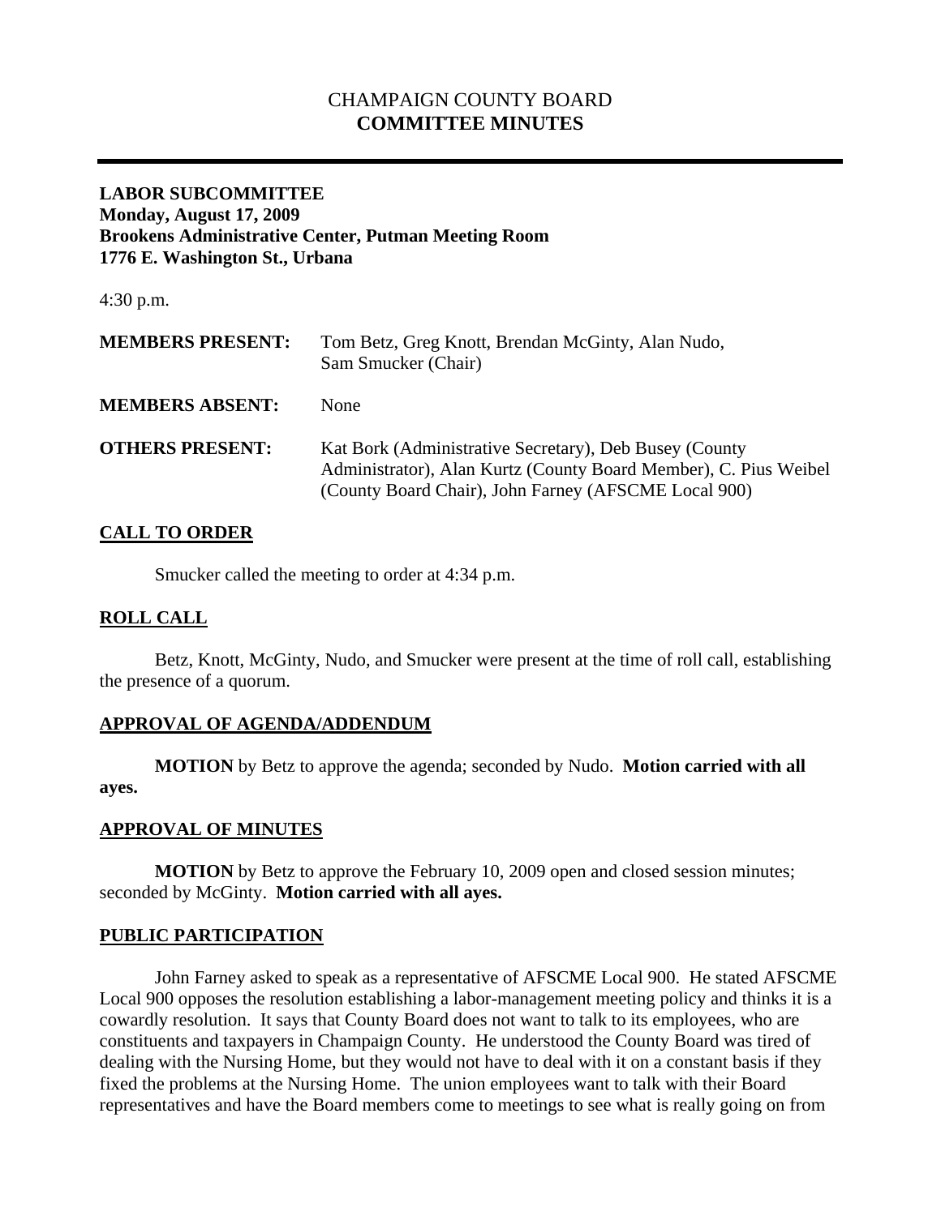# CHAMPAIGN COUNTY BOARD
# COMMITTEE MINUTES

---

**LABOR SUBCOMMITTEE**
**Monday, August 17, 2009**
**Brookens Administrative Center, Putman Meeting Room**
**1776 E. Washington St., Urbana**

4:30 p.m.

**MEMBERS PRESENT:** Tom Betz, Greg Knott, Brendan McGinty, Alan Nudo, Sam Smucker (Chair)

**MEMBERS ABSENT:** None

**OTHERS PRESENT:** Kat Bork (Administrative Secretary), Deb Busey (County Administrator), Alan Kurtz (County Board Member), C. Pius Weibel (County Board Chair), John Farney (AFSCME Local 900)

## CALL TO ORDER

Smucker called the meeting to order at 4:34 p.m.

## ROLL CALL

Betz, Knott, McGinty, Nudo, and Smucker were present at the time of roll call, establishing the presence of a quorum.

## APPROVAL OF AGENDA/ADDENDUM

**MOTION** by Betz to approve the agenda; seconded by Nudo. **Motion carried with all ayes.**

## APPROVAL OF MINUTES

**MOTION** by Betz to approve the February 10, 2009 open and closed session minutes; seconded by McGinty. **Motion carried with all ayes.**

## PUBLIC PARTICIPATION

John Farney asked to speak as a representative of AFSCME Local 900. He stated AFSCME Local 900 opposes the resolution establishing a labor-management meeting policy and thinks it is a cowardly resolution. It says that County Board does not want to talk to its employees, who are constituents and taxpayers in Champaign County. He understood the County Board was tired of dealing with the Nursing Home, but they would not have to deal with it on a constant basis if they fixed the problems at the Nursing Home. The union employees want to talk with their Board representatives and have the Board members come to meetings to see what is really going on from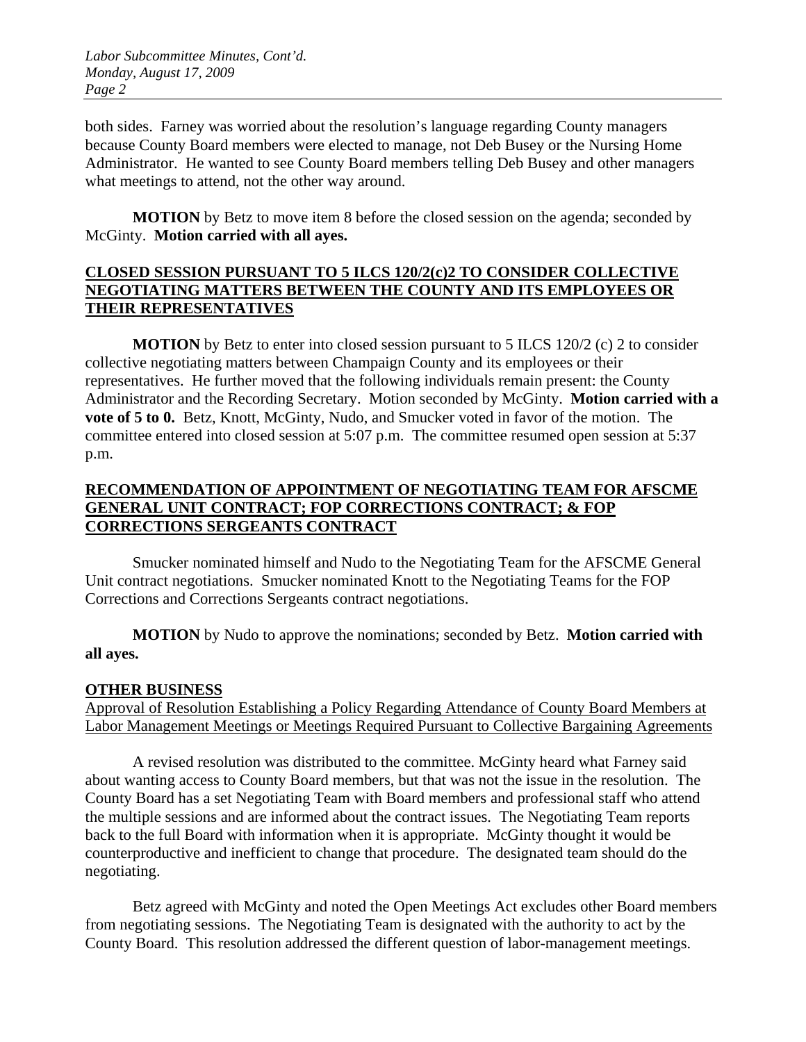both sides. Farney was worried about the resolution's language regarding County managers because County Board members were elected to manage, not Deb Busey or the Nursing Home Administrator. He wanted to see County Board members telling Deb Busey and other managers what meetings to attend, not the other way around.

**MOTION** by Betz to move item 8 before the closed session on the agenda; seconded by McGinty. **Motion carried with all ayes.**

**CLOSED SESSION PURSUANT TO 5 ILCS 120/2(c)2 TO CONSIDER COLLECTIVE NEGOTIATING MATTERS BETWEEN THE COUNTY AND ITS EMPLOYEES OR THEIR REPRESENTATIVES**

**MOTION** by Betz to enter into closed session pursuant to 5 ILCS 120/2 (c) 2 to consider collective negotiating matters between Champaign County and its employees or their representatives. He further moved that the following individuals remain present: the County Administrator and the Recording Secretary. Motion seconded by McGinty. **Motion carried with a vote of 5 to 0.** Betz, Knott, McGinty, Nudo, and Smucker voted in favor of the motion. The committee entered into closed session at 5:07 p.m. The committee resumed open session at 5:37 p.m.

**RECOMMENDATION OF APPOINTMENT OF NEGOTIATING TEAM FOR AFSCME GENERAL UNIT CONTRACT; FOP CORRECTIONS CONTRACT; & FOP CORRECTIONS SERGEANTS CONTRACT**

Smucker nominated himself and Nudo to the Negotiating Team for the AFSCME General Unit contract negotiations. Smucker nominated Knott to the Negotiating Teams for the FOP Corrections and Corrections Sergeants contract negotiations.

**MOTION** by Nudo to approve the nominations; seconded by Betz. **Motion carried with all ayes.**

**OTHER BUSINESS**

Approval of Resolution Establishing a Policy Regarding Attendance of County Board Members at Labor Management Meetings or Meetings Required Pursuant to Collective Bargaining Agreements

A revised resolution was distributed to the committee. McGinty heard what Farney said about wanting access to County Board members, but that was not the issue in the resolution. The County Board has a set Negotiating Team with Board members and professional staff who attend the multiple sessions and are informed about the contract issues. The Negotiating Team reports back to the full Board with information when it is appropriate. McGinty thought it would be counterproductive and inefficient to change that procedure. The designated team should do the negotiating.

Betz agreed with McGinty and noted the Open Meetings Act excludes other Board members from negotiating sessions. The Negotiating Team is designated with the authority to act by the County Board. This resolution addressed the different question of labor-management meetings.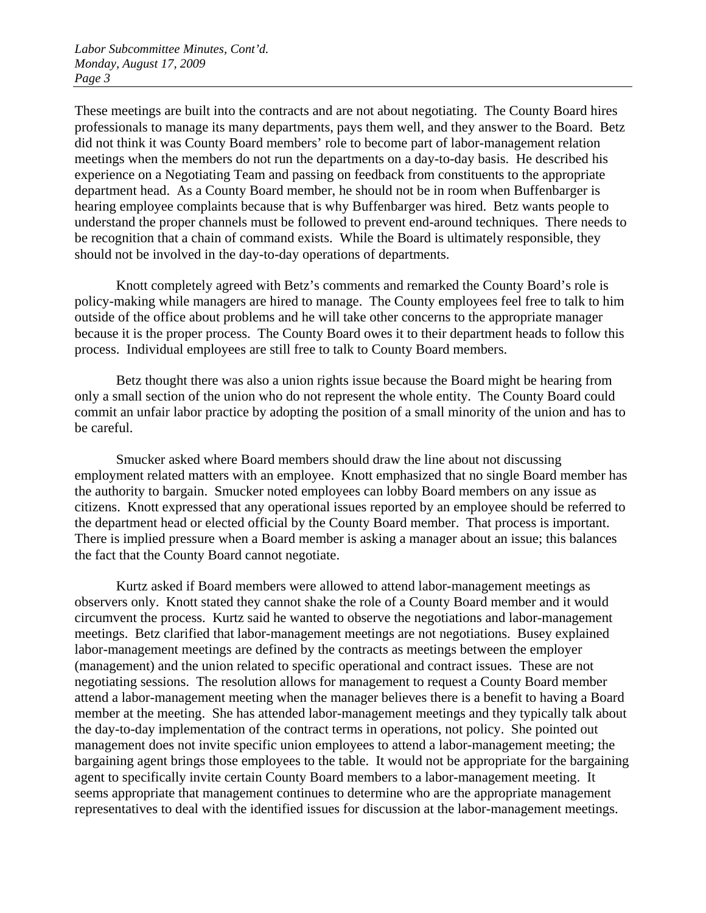These meetings are built into the contracts and are not about negotiating. The County Board hires professionals to manage its many departments, pays them well, and they answer to the Board. Betz did not think it was County Board members' role to become part of labor-management relation meetings when the members do not run the departments on a day-to-day basis. He described his experience on a Negotiating Team and passing on feedback from constituents to the appropriate department head. As a County Board member, he should not be in room when Buffenbarger is hearing employee complaints because that is why Buffenbarger was hired. Betz wants people to understand the proper channels must be followed to prevent end-around techniques. There needs to be recognition that a chain of command exists. While the Board is ultimately responsible, they should not be involved in the day-to-day operations of departments.

Knott completely agreed with Betz's comments and remarked the County Board's role is policy-making while managers are hired to manage. The County employees feel free to talk to him outside of the office about problems and he will take other concerns to the appropriate manager because it is the proper process. The County Board owes it to their department heads to follow this process. Individual employees are still free to talk to County Board members.

Betz thought there was also a union rights issue because the Board might be hearing from only a small section of the union who do not represent the whole entity. The County Board could commit an unfair labor practice by adopting the position of a small minority of the union and has to be careful.

Smucker asked where Board members should draw the line about not discussing employment related matters with an employee. Knott emphasized that no single Board member has the authority to bargain. Smucker noted employees can lobby Board members on any issue as citizens. Knott expressed that any operational issues reported by an employee should be referred to the department head or elected official by the County Board member. That process is important. There is implied pressure when a Board member is asking a manager about an issue; this balances the fact that the County Board cannot negotiate.

Kurtz asked if Board members were allowed to attend labor-management meetings as observers only. Knott stated they cannot shake the role of a County Board member and it would circumvent the process. Kurtz said he wanted to observe the negotiations and labor-management meetings. Betz clarified that labor-management meetings are not negotiations. Busey explained labor-management meetings are defined by the contracts as meetings between the employer (management) and the union related to specific operational and contract issues. These are not negotiating sessions. The resolution allows for management to request a County Board member attend a labor-management meeting when the manager believes there is a benefit to having a Board member at the meeting. She has attended labor-management meetings and they typically talk about the day-to-day implementation of the contract terms in operations, not policy. She pointed out management does not invite specific union employees to attend a labor-management meeting; the bargaining agent brings those employees to the table. It would not be appropriate for the bargaining agent to specifically invite certain County Board members to a labor-management meeting. It seems appropriate that management continues to determine who are the appropriate management representatives to deal with the identified issues for discussion at the labor-management meetings.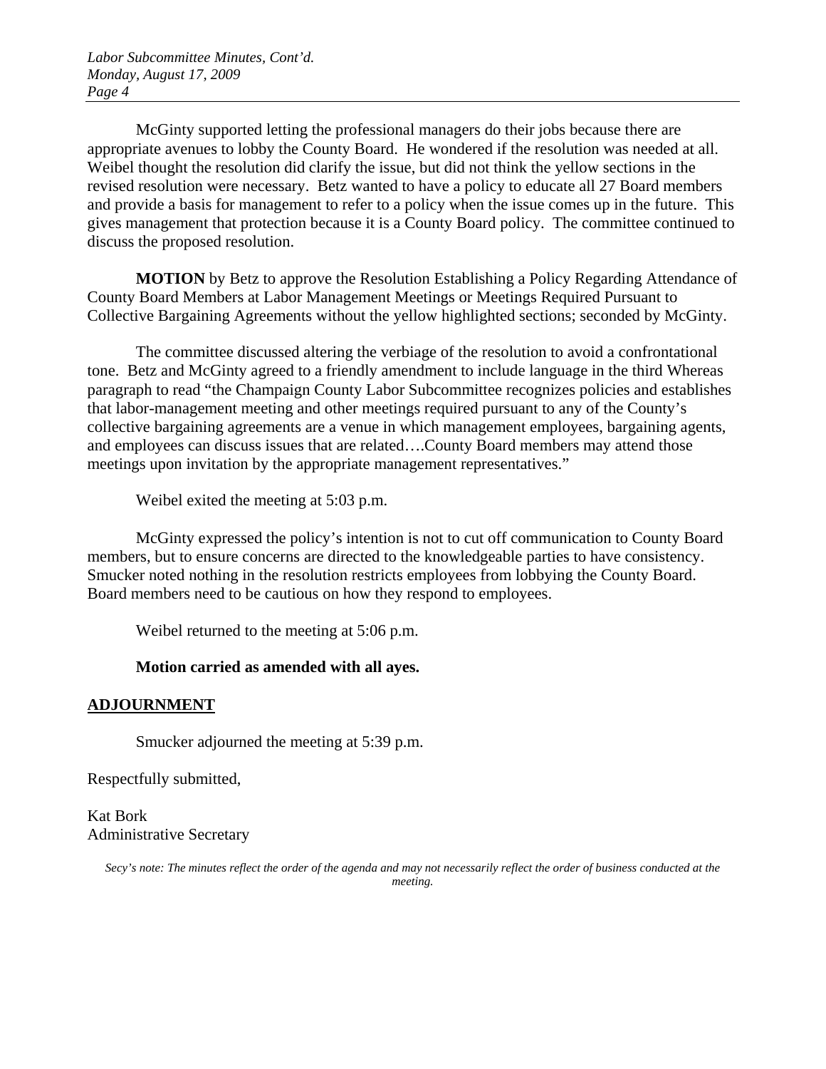McGinty supported letting the professional managers do their jobs because there are appropriate avenues to lobby the County Board. He wondered if the resolution was needed at all. Weibel thought the resolution did clarify the issue, but did not think the yellow sections in the revised resolution were necessary. Betz wanted to have a policy to educate all 27 Board members and provide a basis for management to refer to a policy when the issue comes up in the future. This gives management that protection because it is a County Board policy. The committee continued to discuss the proposed resolution.

**MOTION** by Betz to approve the Resolution Establishing a Policy Regarding Attendance of County Board Members at Labor Management Meetings or Meetings Required Pursuant to Collective Bargaining Agreements without the yellow highlighted sections; seconded by McGinty.

The committee discussed altering the verbiage of the resolution to avoid a confrontational tone. Betz and McGinty agreed to a friendly amendment to include language in the third Whereas paragraph to read "the Champaign County Labor Subcommittee recognizes policies and establishes that labor-management meeting and other meetings required pursuant to any of the County's collective bargaining agreements are a venue in which management employees, bargaining agents, and employees can discuss issues that are related….County Board members may attend those meetings upon invitation by the appropriate management representatives."

Weibel exited the meeting at 5:03 p.m.

McGinty expressed the policy's intention is not to cut off communication to County Board members, but to ensure concerns are directed to the knowledgeable parties to have consistency. Smucker noted nothing in the resolution restricts employees from lobbying the County Board. Board members need to be cautious on how they respond to employees.

Weibel returned to the meeting at 5:06 p.m.

**Motion carried as amended with all ayes.**

## ADJOURNMENT

Smucker adjourned the meeting at 5:39 p.m.

Respectfully submitted,

Kat Bork
Administrative Secretary

*Secy's note: The minutes reflect the order of the agenda and may not necessarily reflect the order of business conducted at the meeting.*